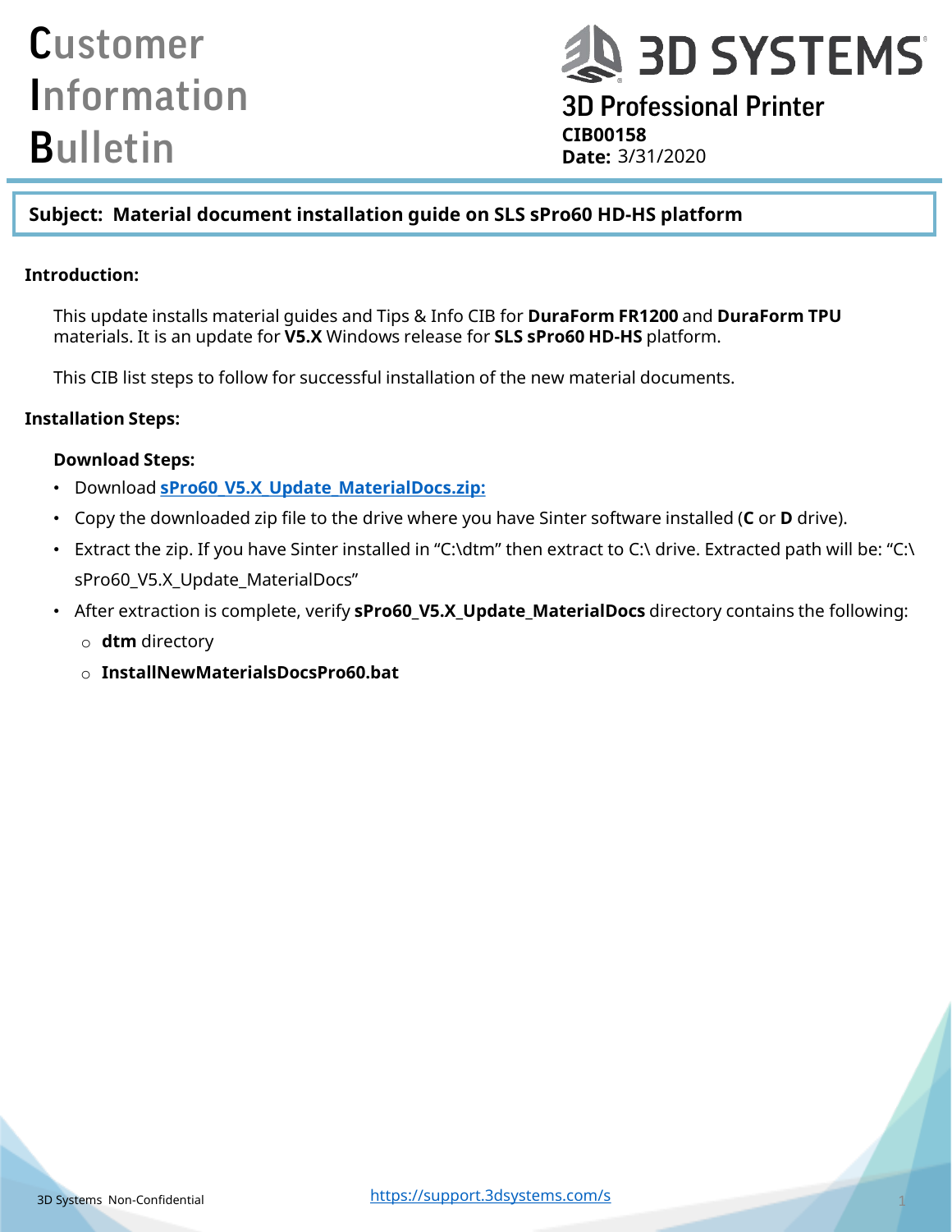# Customer Information Bulletin

**3D SYSTEMS**

**3D Professional Printer**

**CIB00158**

**Date:** 3/31/2020

**Subject: Material document installation guide on SLS sPro60 HD-HS platform**

**Introduction:**

This update installs material guides and Tips & Info CIB for **DuraForm FR1200** and **DuraForm TPU** materials. It is an update for **V5.X** Windows release for **SLS sPro60 HD-HS** platform.

This CIB list steps to follow for successful installation of the new material documents.

**Installation Steps:**

**Download Steps:**

- Download **sPro60_V5.X_Update_MaterialDocs.zip:**
- Copy the downloaded zip file to the drive where you have Sinter software installed (**C** or **D** drive).
- Extract the zip. If you have Sinter installed in "C:\dtm" then extract to C:\ drive. Extracted path will be: "C:\ sPro60_V5.X_Update_MaterialDocs"
- After extraction is complete, verify **sPro60_V5.X_Update_MaterialDocs** directory contains the following:
  - **dtm** directory
  - **InstallNewMaterialsDocsPro60.bat**

3D Systems Non-Confidential

https://support.3dsystems.com/s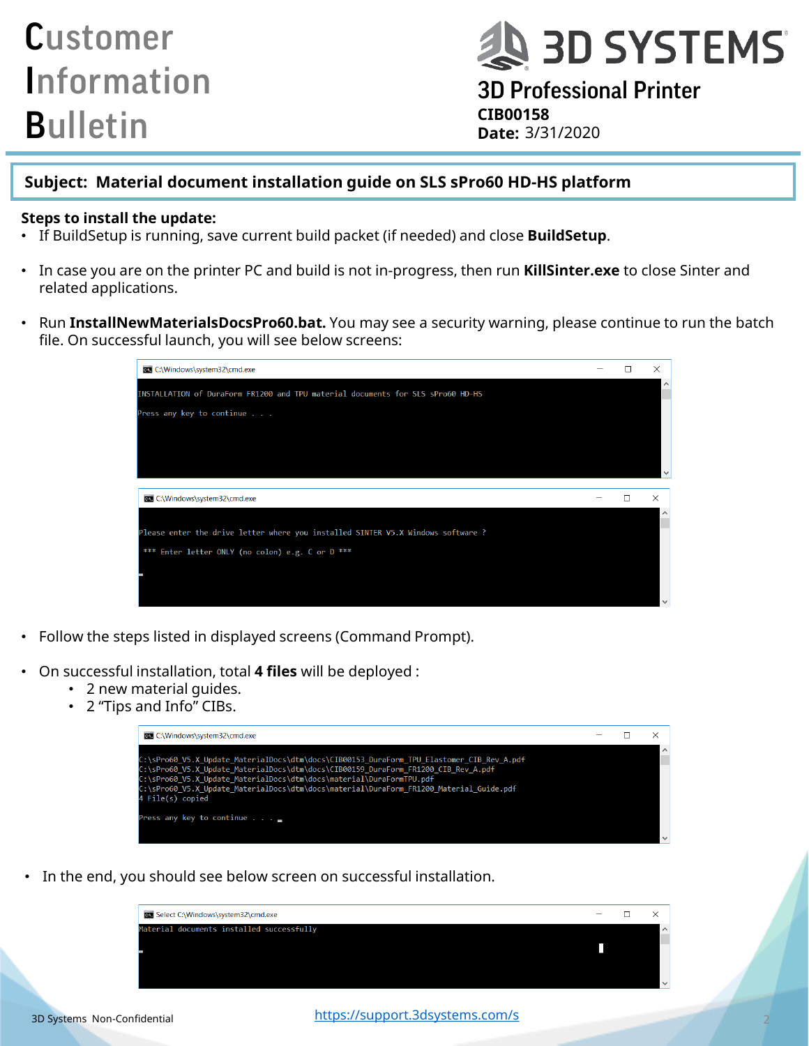# Customer Information Bulletin

**3D SYSTEMS**

## 3D Professional Printer

**CIB00158**

**Date:** 3/31/2020

**Subject: Material document installation guide on SLS sPro60 HD-HS platform**

**Steps to install the update:**

- If BuildSetup is running, save current build packet (if needed) and close **BuildSetup**.
- In case you are on the printer PC and build is not in-progress, then run **KillSinter.exe** to close Sinter and related applications.
- Run **InstallNewMaterialsDocsPro60.bat.** You may see a security warning, please continue to run the batch file. On successful launch, you will see below screens:

```
C:\Windows\system32\cmd.exe

INSTALLATION of DuraForm FR1200 and TPU material documents for SLS sPro60 HD-HS

Press any key to continue . . .
```

```
C:\Windows\system32\cmd.exe

Please enter the drive letter where you installed SINTER V5.X Windows software ?

 *** Enter letter ONLY (no colon) e.g. C or D ***
```

- Follow the steps listed in displayed screens (Command Prompt).
- On successful installation, total **4 files** will be deployed :
  - 2 new material guides.
  - 2 "Tips and Info" CIBs.

```
C:\Windows\system32\cmd.exe

C:\sPro60_V5.X_Update_MaterialDocs\dtm\docs\CIB00153_DuraForm_TPU_Elastomer_CIB_Rev_A.pdf
C:\sPro60_V5.X_Update_MaterialDocs\dtm\docs\CIB00159_DuraForm_FR1200_CIB_Rev_A.pdf
C:\sPro60_V5.X_Update_MaterialDocs\dtm\docs\material\DuraFormTPU.pdf
C:\sPro60_V5.X_Update_MaterialDocs\dtm\docs\material\DuraForm_FR1200_Material_Guide.pdf
4 File(s) copied

Press any key to continue . . .
```

- In the end, you should see below screen on successful installation.

```
Select C:\Windows\system32\cmd.exe

Material documents installed successfully
```

3D Systems Non-Confidential

https://support.3dsystems.com/s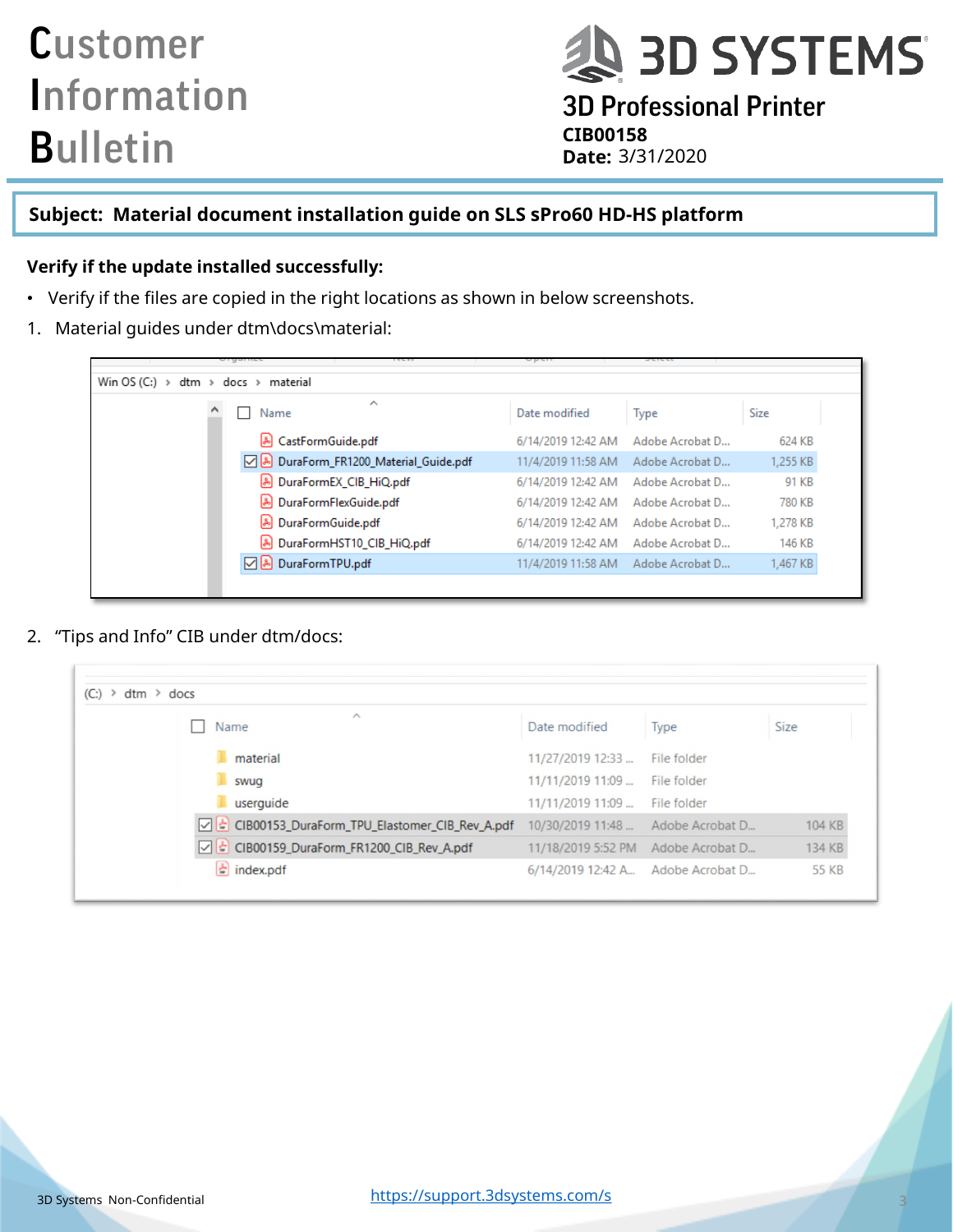**Subject: Material document installation guide on SLS sPro60 HD-HS platform**

**Verify if the update installed successfully:**

- Verify if the files are copied in the right locations as shown in below screenshots.

1. Material guides under dtm\docs\material:

Win OS (C:) > dtm > docs > material

| Name | Date modified | Type | Size |
|---|---|---|---|
| CastFormGuide.pdf | 6/14/2019 12:42 AM | Adobe Acrobat D... | 624 KB |
| DuraForm_FR1200_Material_Guide.pdf | 11/4/2019 11:58 AM | Adobe Acrobat D... | 1,255 KB |
| DuraFormEX_CIB_HiQ.pdf | 6/14/2019 12:42 AM | Adobe Acrobat D... | 91 KB |
| DuraFormFlexGuide.pdf | 6/14/2019 12:42 AM | Adobe Acrobat D... | 780 KB |
| DuraFormGuide.pdf | 6/14/2019 12:42 AM | Adobe Acrobat D... | 1,278 KB |
| DuraFormHST10_CIB_HiQ.pdf | 6/14/2019 12:42 AM | Adobe Acrobat D... | 146 KB |
| DuraFormTPU.pdf | 11/4/2019 11:58 AM | Adobe Acrobat D... | 1,467 KB |

2. "Tips and Info" CIB under dtm/docs:

(C:) > dtm > docs

| Name | Date modified | Type | Size |
|---|---|---|---|
| material | 11/27/2019 12:33 ... | File folder | |
| swug | 11/11/2019 11:09 ... | File folder | |
| userguide | 11/11/2019 11:09 ... | File folder | |
| CIB00153_DuraForm_TPU_Elastomer_CIB_Rev_A.pdf | 10/30/2019 11:48 ... | Adobe Acrobat D... | 104 KB |
| CIB00159_DuraForm_FR1200_CIB_Rev_A.pdf | 11/18/2019 5:52 PM | Adobe Acrobat D... | 134 KB |
| index.pdf | 6/14/2019 12:42 A... | Adobe Acrobat D... | 55 KB |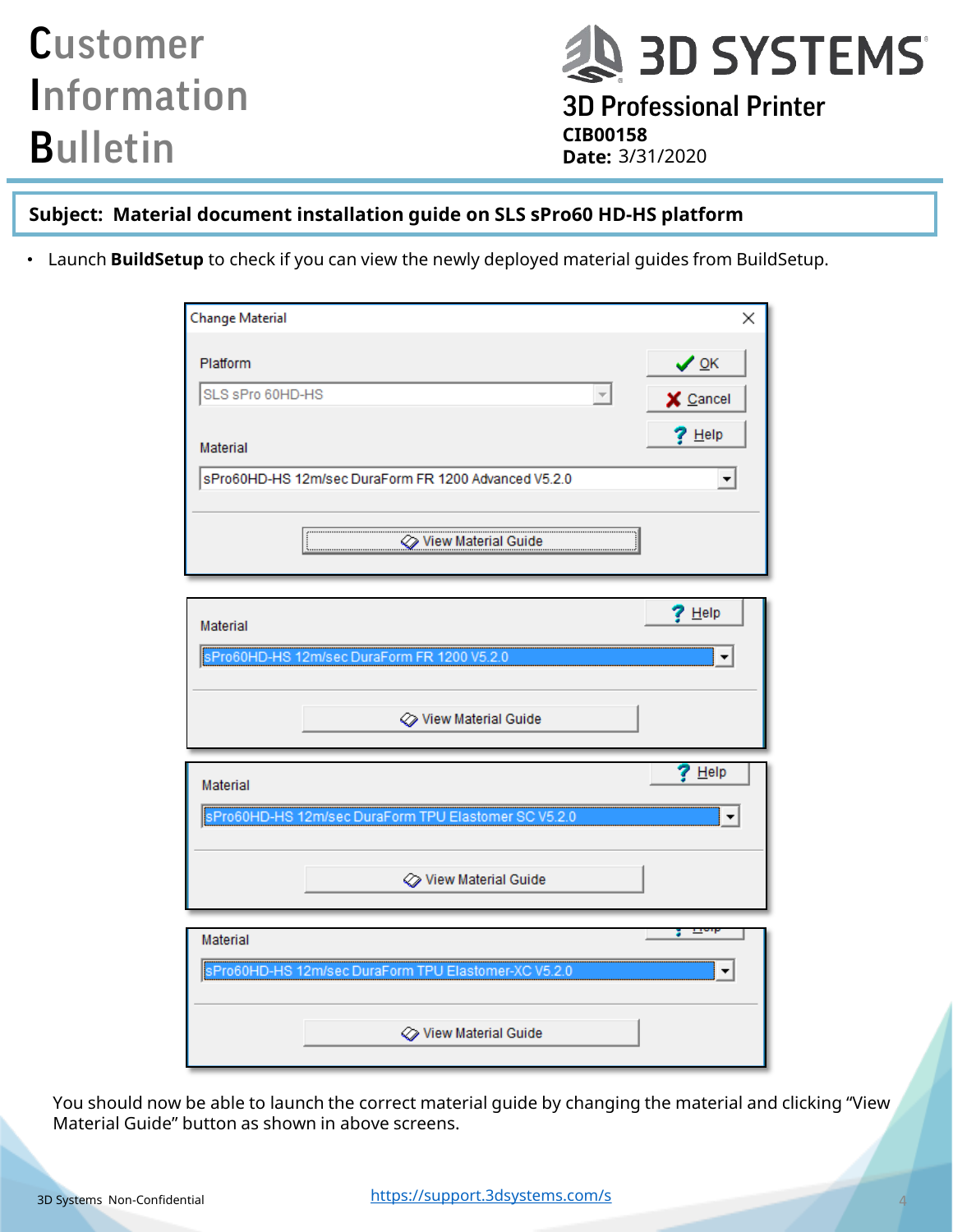# Customer Information Bulletin

3D SYSTEMS

3D Professional Printer

**CIB00158**

**Date:** 3/31/2020

**Subject: Material document installation guide on SLS sPro60 HD-HS platform**

- Launch **BuildSetup** to check if you can view the newly deployed material guides from BuildSetup.

Change Material

Platform: SLS sPro 60HD-HS

Material: sPro60HD-HS 12m/sec DuraForm FR 1200 Advanced V5.2.0

OK | Cancel | Help

View Material Guide

Material: sPro60HD-HS 12m/sec DuraForm FR 1200 V5.2.0

View Material Guide

Material: sPro60HD-HS 12m/sec DuraForm TPU Elastomer SC V5.2.0

View Material Guide

Material: sPro60HD-HS 12m/sec DuraForm TPU Elastomer-XC V5.2.0

View Material Guide

You should now be able to launch the correct material guide by changing the material and clicking "View Material Guide" button as shown in above screens.

3D Systems Non-Confidential

https://support.3dsystems.com/s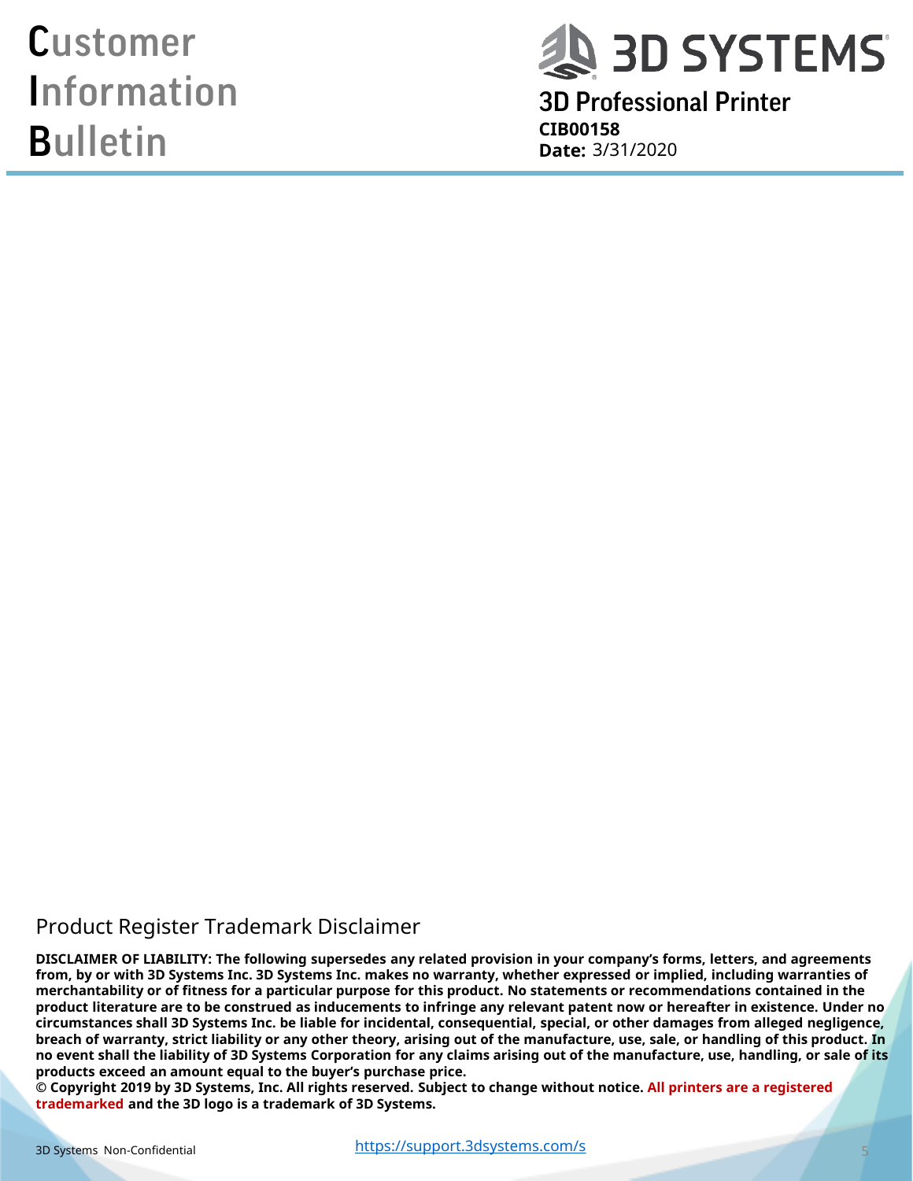## Product Register Trademark Disclaimer

**DISCLAIMER OF LIABILITY: The following supersedes any related provision in your company's forms, letters, and agreements from, by or with 3D Systems Inc. 3D Systems Inc. makes no warranty, whether expressed or implied, including warranties of merchantability or of fitness for a particular purpose for this product. No statements or recommendations contained in the product literature are to be construed as inducements to infringe any relevant patent now or hereafter in existence. Under no circumstances shall 3D Systems Inc. be liable for incidental, consequential, special, or other damages from alleged negligence, breach of warranty, strict liability or any other theory, arising out of the manufacture, use, sale, or handling of this product. In no event shall the liability of 3D Systems Corporation for any claims arising out of the manufacture, use, handling, or sale of its products exceed an amount equal to the buyer's purchase price.**

**© Copyright 2019 by 3D Systems, Inc. All rights reserved. Subject to change without notice. All printers are a registered trademarked and the 3D logo is a trademark of 3D Systems.**